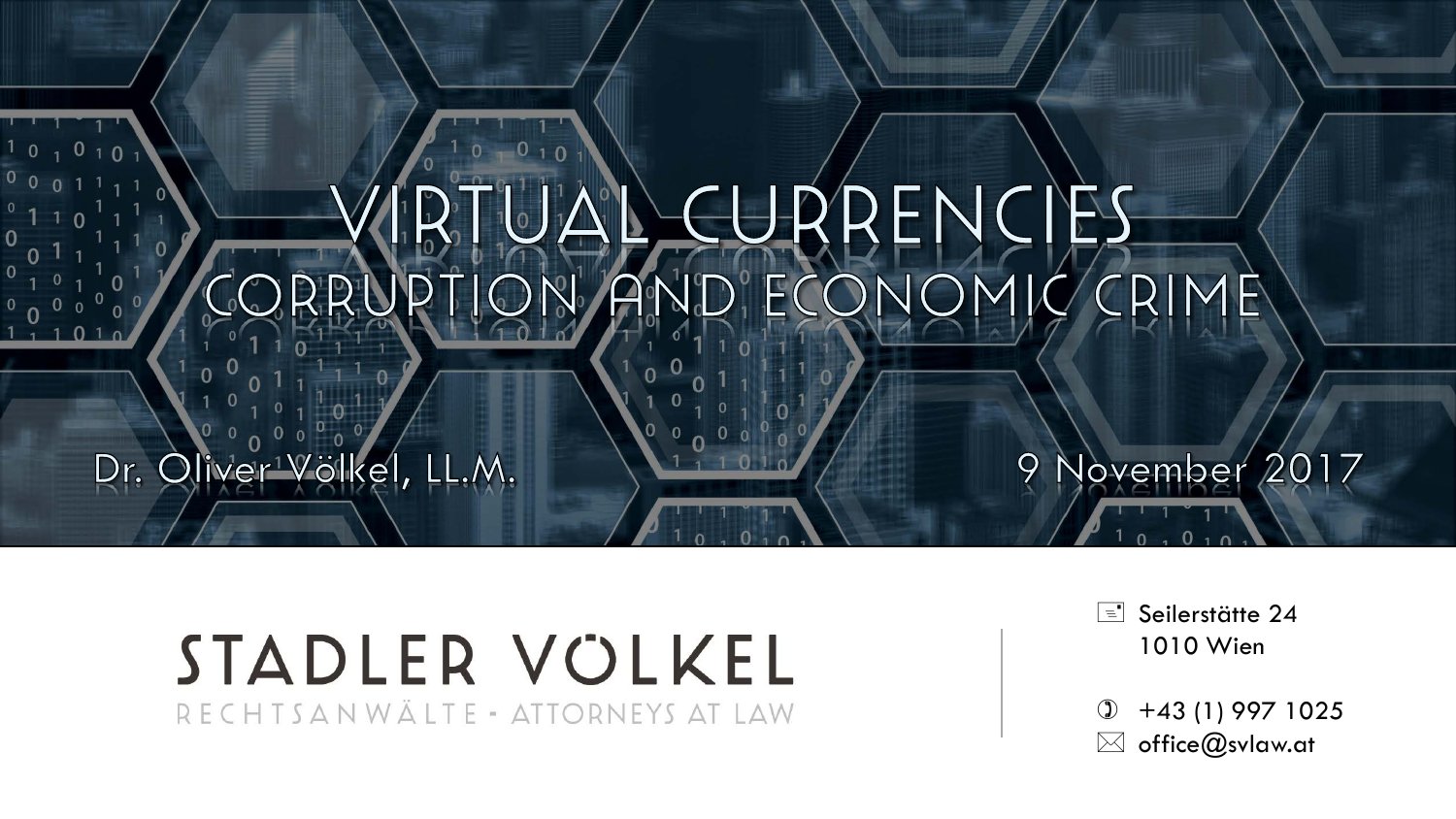# VIRTUAL CURRENCIES

## CORRUPTION AND ECONOMIC CRIME

Dr. Oliver Völkel, LL.M.

9 November 2017

STADLER VÖLKEL

RECHTSANWÄLTE - ATTORNEYS AT LAW

Seilerstätte 24
1010 Wien

+43 (1) 997 1025
office@svlaw.at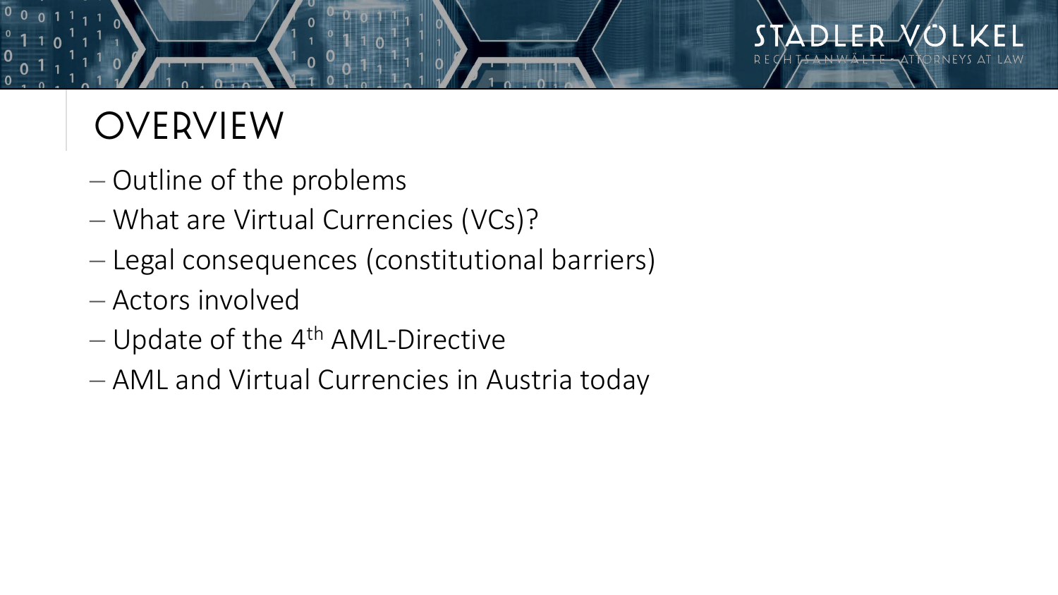# OVERVIEW

- Outline of the problems
- What are Virtual Currencies (VCs)?
- Legal consequences (constitutional barriers)
- Actors involved
- Update of the 4$^{th}$ AML-Directive
- AML and Virtual Currencies in Austria today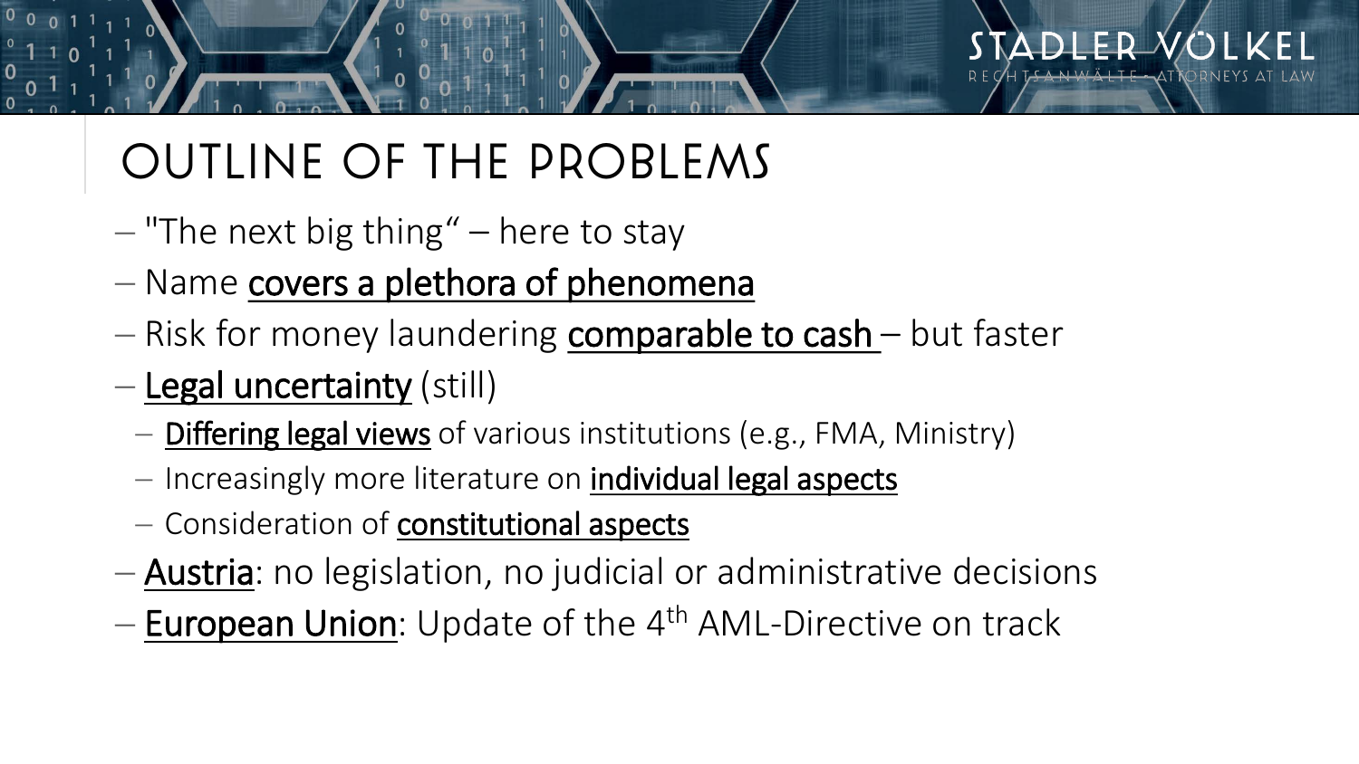# OUTLINE OF THE PROBLEMS

- "The next big thing" – here to stay
- Name covers a plethora of phenomena
- Risk for money laundering comparable to cash – but faster
- Legal uncertainty (still)
  - Differing legal views of various institutions (e.g., FMA, Ministry)
  - Increasingly more literature on individual legal aspects
  - Consideration of constitutional aspects
- Austria: no legislation, no judicial or administrative decisions
- European Union: Update of the 4th AML-Directive on track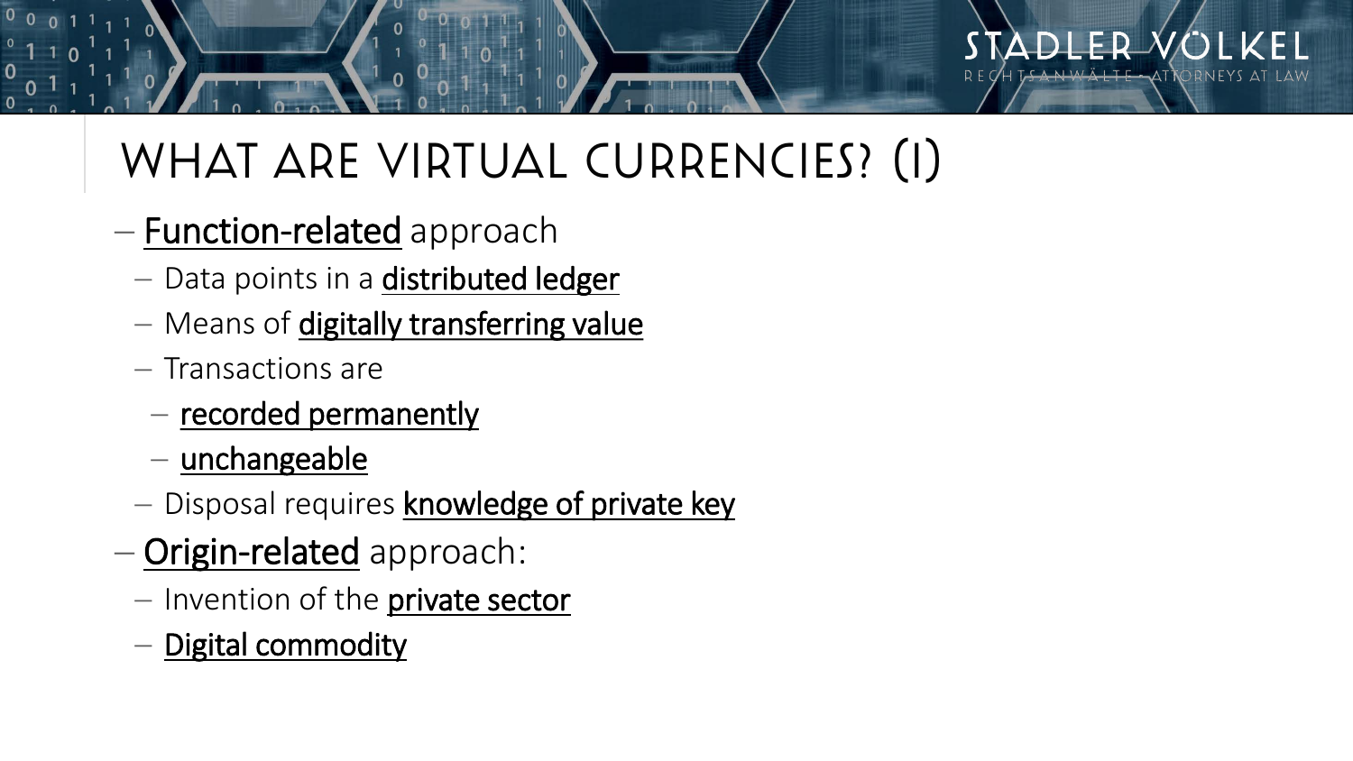# WHAT ARE VIRTUAL CURRENCIES? (I)

- Function-related approach
  - Data points in a distributed ledger
  - Means of digitally transferring value
  - Transactions are
    - recorded permanently
    - unchangeable
  - Disposal requires **knowledge of private key**
- Origin-related approach:
  - Invention of the **private sector**
  - Digital commodity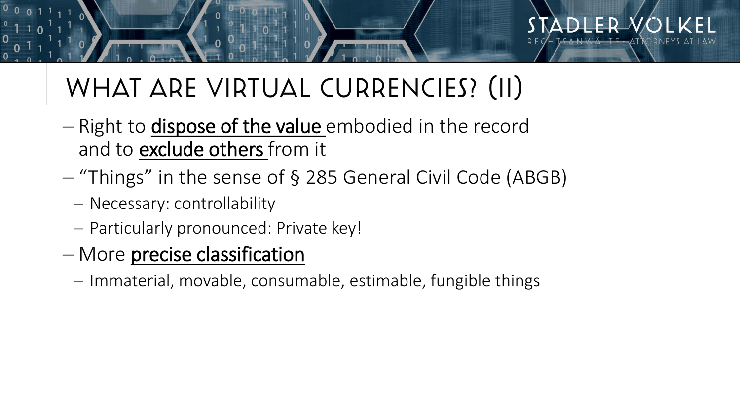# WHAT ARE VIRTUAL CURRENCIES? (II)

- Right to <u>dispose of the value</u> embodied in the record and to <u>exclude others</u> from it
- "Things" in the sense of § 285 General Civil Code (ABGB)
  - Necessary: controllability
  - Particularly pronounced: Private key!
- More <u>precise classification</u>
  - Immaterial, movable, consumable, estimable, fungible things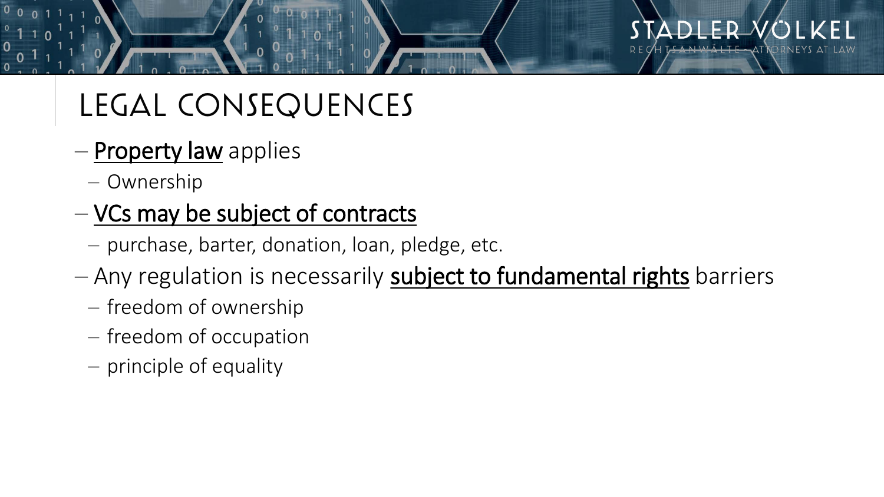# LEGAL CONSEQUENCES

- **Property law** applies
  - Ownership
- **VCs may be subject of contracts**
  - purchase, barter, donation, loan, pledge, etc.
- Any regulation is necessarily **subject to fundamental rights** barriers
  - freedom of ownership
  - freedom of occupation
  - principle of equality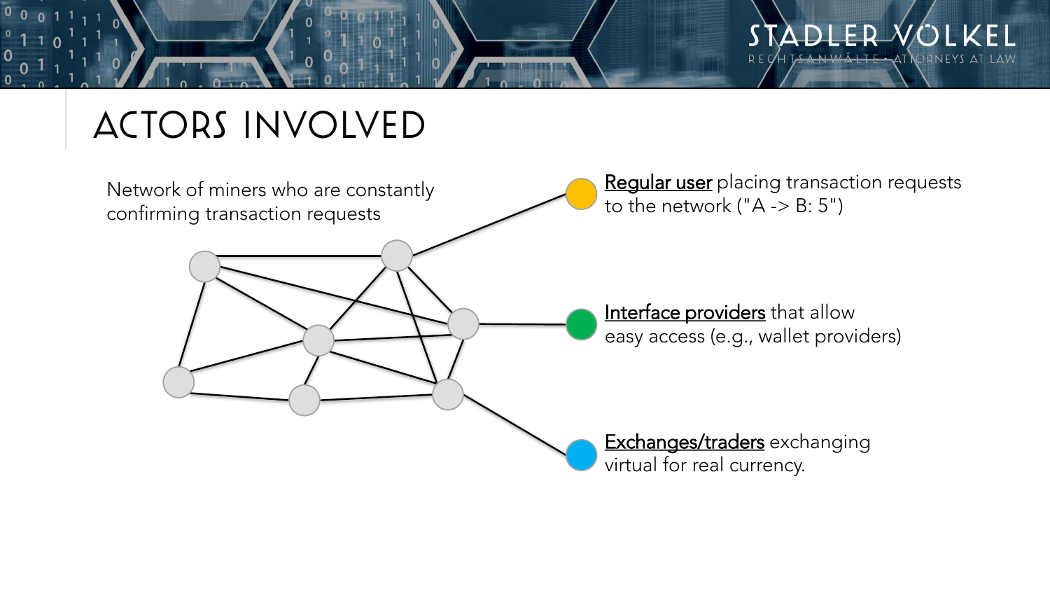# ACTORS INVOLVED

Network of miners who are constantly confirming transaction requests

Regular user placing transaction requests to the network ("A -> B: 5")

Interface providers that allow easy access (e.g., wallet providers)

Exchanges/traders exchanging virtual for real currency.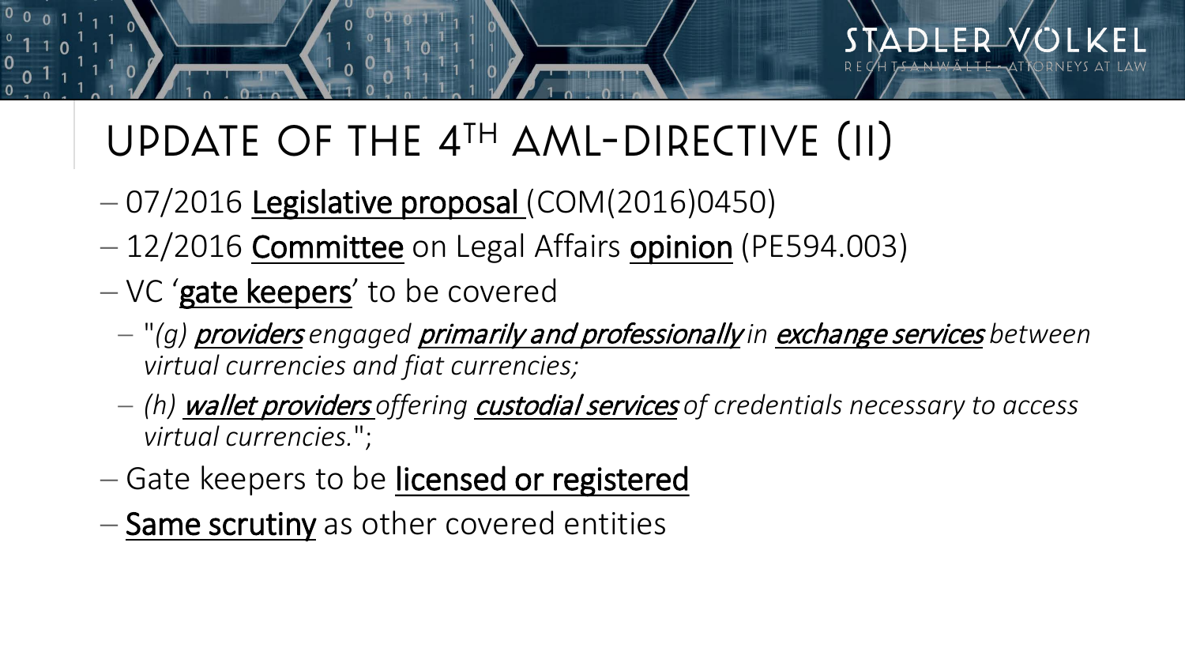# UPDATE OF THE 4TH AML-DIRECTIVE (II)

- 07/2016 Legislative proposal (COM(2016)0450)
- 12/2016 Committee on Legal Affairs opinion (PE594.003)
- VC '**gate keepers**' to be covered
  - "*(g) **providers** engaged **primarily and professionally** in **exchange services** between virtual currencies and fiat currencies;*
  - *(h) **wallet providers** offering **custodial services** of credentials necessary to access virtual currencies.*";
- Gate keepers to be **licensed or registered**
- **Same scrutiny** as other covered entities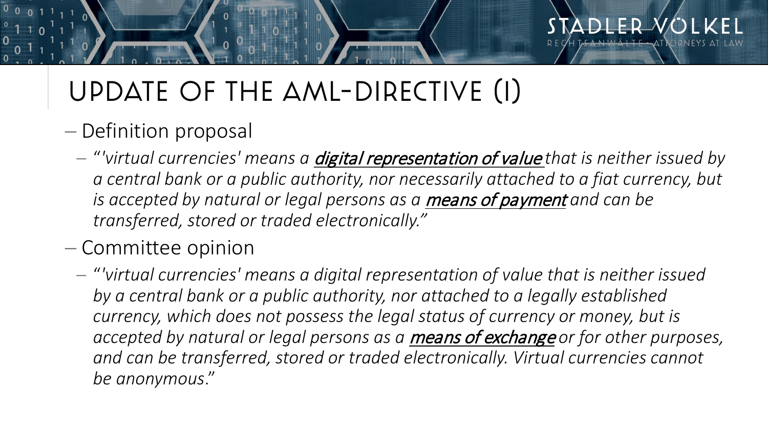# UPDATE OF THE AML-DIRECTIVE (I)

- Definition proposal
  - *"'virtual currencies' means a* ***digital representation of value*** *that is neither issued by a central bank or a public authority, nor necessarily attached to a fiat currency, but is accepted by natural or legal persons as a* ***means of payment*** *and can be transferred, stored or traded electronically."*
- Committee opinion
  - *"'virtual currencies' means a digital representation of value that is neither issued by a central bank or a public authority, nor attached to a legally established currency, which does not possess the legal status of currency or money, but is accepted by natural or legal persons as a* ***means of exchange*** *or for other purposes, and can be transferred, stored or traded electronically. Virtual currencies cannot be anonymous."*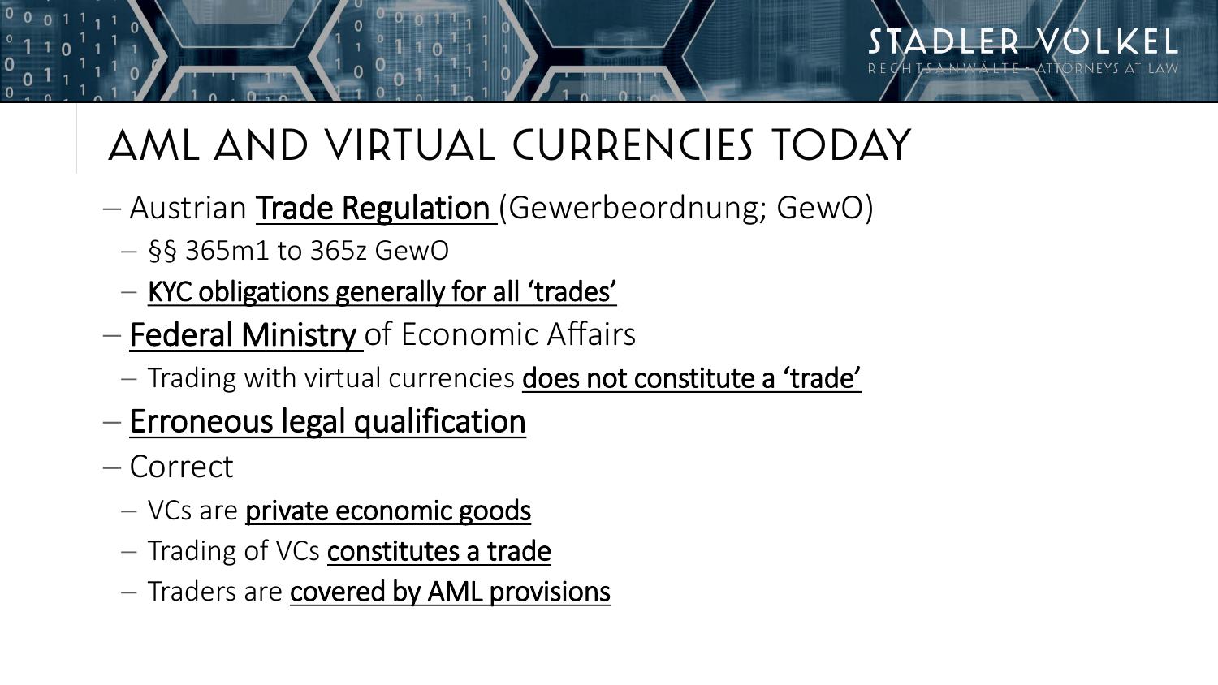# AML AND VIRTUAL CURRENCIES TODAY

- Austrian **Trade Regulation** (Gewerbeordnung; GewO)
  - §§ 365m1 to 365z GewO
  - **KYC obligations generally for all 'trades'**
- **Federal Ministry** of Economic Affairs
  - Trading with virtual currencies **does not constitute a 'trade'**
- **Erroneous legal qualification**
- Correct
  - VCs are **private economic goods**
  - Trading of VCs **constitutes a trade**
  - Traders are **covered by AML provisions**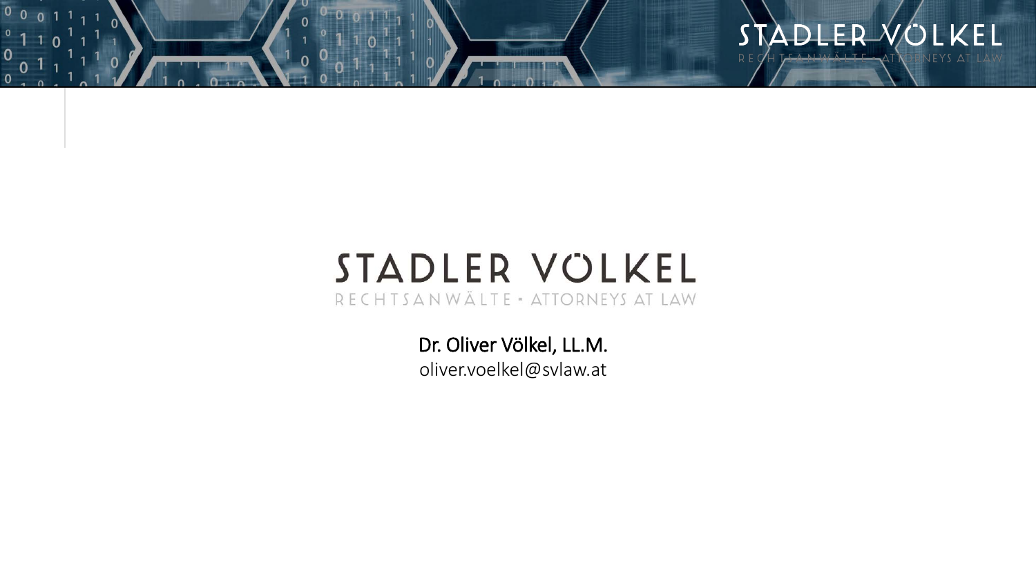STADLER VÖLKEL

RECHTSANWÄLTE • ATTORNEYS AT LAW

Dr. Oliver Völkel, LL.M.

oliver.voelkel@svlaw.at